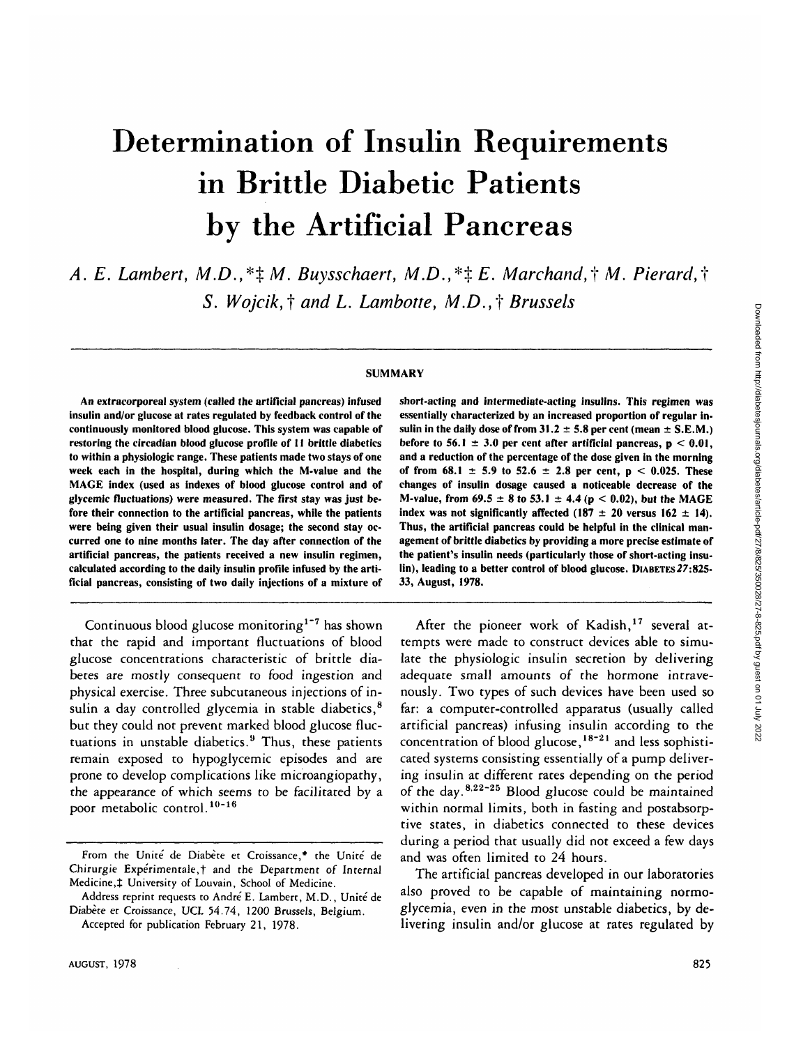# Determination of Insulin Requirements in Brittle Diabetic Patients by the Artificial Pancreas

*A. E. Lambert, M.D.,*‡ M. Buysschaert, M.D.,*‡ E. Marchand,† M. Pierard,† S. Wojcik,† and L. Lambotte, M.D.,† Brussels*

## SUMMARY

**An extracorporeal system (called the artificial pancreas) infused insulin and/or glucose at rates regulated by feedback control of the continuously monitored blood glucose. This system was capable of restoring the circadian blood glucose profile of 11 brittle diabetics to within a physiologic range. These patients made two stays of one week each in the hospital, during which the M-value and the MAGE index (used as indexes of blood glucose control and of glycemic fluctuations) were measured. The first stay was just before their connection to the artificial pancreas, while the patients were being given their usual insulin dosage; the second stay occurred one to nine months later. The day after connection of the artificial pancreas, the patients received a new insulin regimen, calculated according to the daily insulin profile infused by the artificial pancreas, consisting of two daily injections of a mixture of short-acting and intermediate-acting insulins. This regimen was essentially characterized by an increased proportion of regular insulin in the daily dose of from 31.2 ± 5.8 per cent (mean ± S.E.M.) before to 56.1 ± 3.0 per cent after artificial pancreas, $p < 0.01$, and a reduction of the percentage of the dose given in the morning of from 68.1 ± 5.9 to 52.6 ± 2.8 per cent, $p < 0.025$. These changes of insulin dosage caused a noticeable decrease of the M-value, from 69.5 ± 8 to 53.1 ± 4.4 ($p < 0.02$), but the MAGE index was not significantly affected (187 ± 20 versus 162 ± 14). Thus, the artificial pancreas could be helpful in the clinical management of brittle diabetics by providing a more precise estimate of the patient's insulin needs (particularly those of short-acting insulin), leading to a better control of blood glucose.** DIABETES *27*:825-33, August, 1978.

Continuous blood glucose monitoring[1-7] has shown that the rapid and important fluctuations of blood glucose concentrations characteristic of brittle diabetes are mostly consequent to food ingestion and physical exercise. Three subcutaneous injections of insulin a day controlled glycemia in stable diabetics,[8] but they could not prevent marked blood glucose fluctuations in unstable diabetics.[9] Thus, these patients remain exposed to hypoglycemic episodes and are prone to develop complications like microangiopathy, the appearance of which seems to be facilitated by a poor metabolic control.[10-16]

After the pioneer work of Kadish,[17] several attempts were made to construct devices able to simulate the physiologic insulin secretion by delivering adequate small amounts of the hormone intravenously. Two types of such devices have been used so far: a computer-controlled apparatus (usually called artificial pancreas) infusing insulin according to the concentration of blood glucose,[18-21] and less sophisticated systems consisting essentially of a pump delivering insulin at different rates depending on the period of the day.[8,22-25] Blood glucose could be maintained within normal limits, both in fasting and postabsorptive states, in diabetics connected to these devices during a period that usually did not exceed a few days and was often limited to 24 hours.

The artificial pancreas developed in our laboratories also proved to be capable of maintaining normoglycemia, even in the most unstable diabetics, by delivering insulin and/or glucose at rates regulated by

From the Unité de Diabète et Croissance,* the Unité de Chirurgie Expérimentale,† and the Department of Internal Medicine,‡ University of Louvain, School of Medicine.

Address reprint requests to André E. Lambert, M.D., Unité de Diabète et Croissance, UCL 54.74, 1200 Brussels, Belgium.

Accepted for publication February 21, 1978.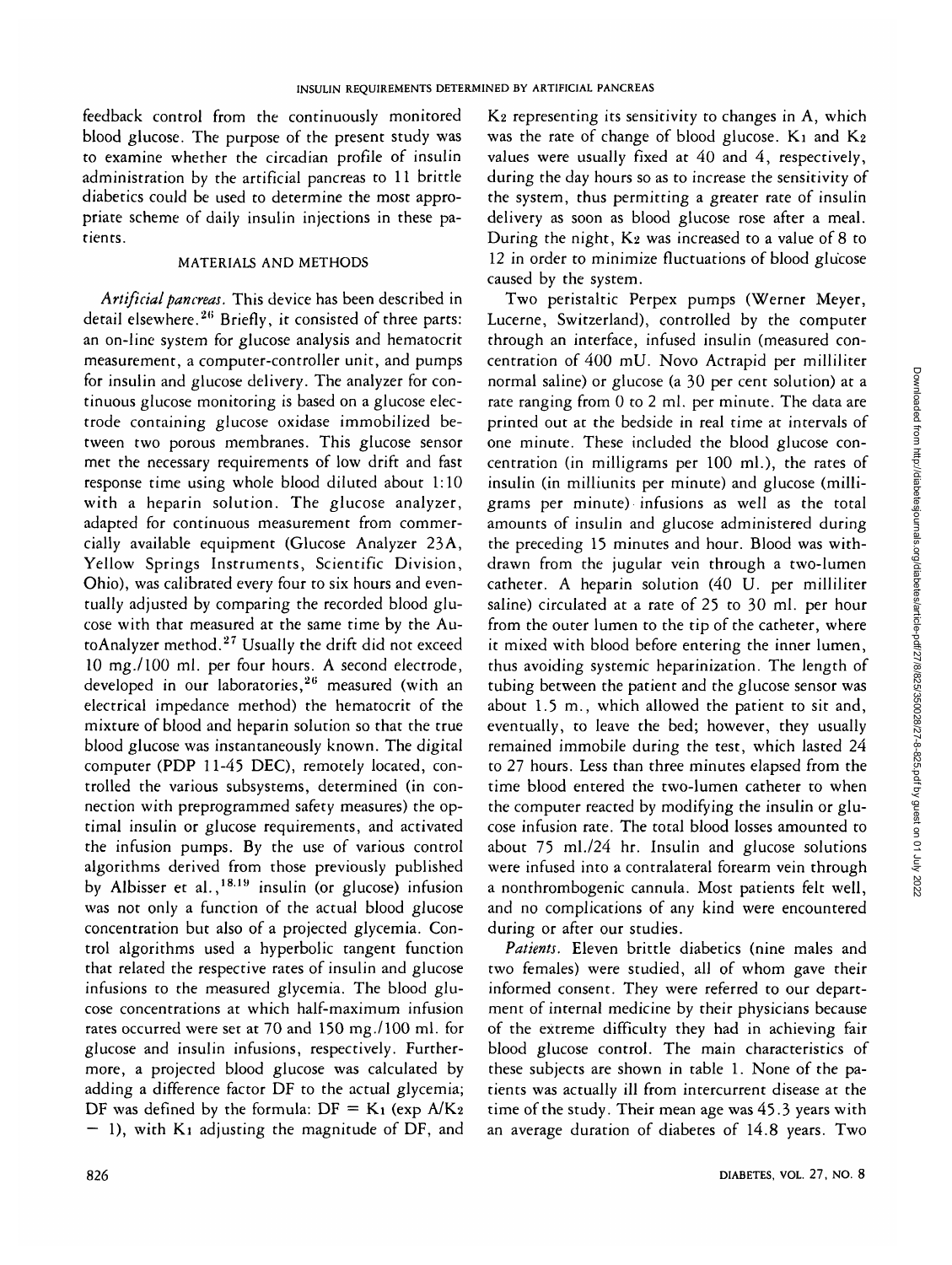feedback control from the continuously monitored blood glucose. The purpose of the present study was to examine whether the circadian profile of insulin administration by the artificial pancreas to 11 brittle diabetics could be used to determine the most appropriate scheme of daily insulin injections in these patients.

## MATERIALS AND METHODS

*Artificial pancreas.* This device has been described in detail elsewhere.[26] Briefly, it consisted of three parts: an on-line system for glucose analysis and hematocrit measurement, a computer-controller unit, and pumps for insulin and glucose delivery. The analyzer for continuous glucose monitoring is based on a glucose electrode containing glucose oxidase immobilized between two porous membranes. This glucose sensor met the necessary requirements of low drift and fast response time using whole blood diluted about 1:10 with a heparin solution. The glucose analyzer, adapted for continuous measurement from commercially available equipment (Glucose Analyzer 23A, Yellow Springs Instruments, Scientific Division, Ohio), was calibrated every four to six hours and eventually adjusted by comparing the recorded blood glucose with that measured at the same time by the AutoAnalyzer method.[27] Usually the drift did not exceed 10 mg./100 ml. per four hours. A second electrode, developed in our laboratories,[26] measured (with an electrical impedance method) the hematocrit of the mixture of blood and heparin solution so that the true blood glucose was instantaneously known. The digital computer (PDP 11-45 DEC), remotely located, controlled the various subsystems, determined (in connection with preprogrammed safety measures) the optimal insulin or glucose requirements, and activated the infusion pumps. By the use of various control algorithms derived from those previously published by Albisser et al.,[18,19] insulin (or glucose) infusion was not only a function of the actual blood glucose concentration but also of a projected glycemia. Control algorithms used a hyperbolic tangent function that related the respective rates of insulin and glucose infusions to the measured glycemia. The blood glucose concentrations at which half-maximum infusion rates occurred were set at 70 and 150 mg./100 ml. for glucose and insulin infusions, respectively. Furthermore, a projected blood glucose was calculated by adding a difference factor DF to the actual glycemia; DF was defined by the formula: $DF = K_1 (\exp A/K_2 - 1)$, with $K_1$ adjusting the magnitude of DF, and $K_2$ representing its sensitivity to changes in A, which was the rate of change of blood glucose. $K_1$ and $K_2$ values were usually fixed at 40 and 4, respectively, during the day hours so as to increase the sensitivity of the system, thus permitting a greater rate of insulin delivery as soon as blood glucose rose after a meal. During the night, $K_2$ was increased to a value of 8 to 12 in order to minimize fluctuations of blood glucose caused by the system.

Two peristaltic Perpex pumps (Werner Meyer, Lucerne, Switzerland), controlled by the computer through an interface, infused insulin (measured concentration of 400 mU. Novo Actrapid per milliliter normal saline) or glucose (a 30 per cent solution) at a rate ranging from 0 to 2 ml. per minute. The data are printed out at the bedside in real time at intervals of one minute. These included the blood glucose concentration (in milligrams per 100 ml.), the rates of insulin (in milliunits per minute) and glucose (milligrams per minute) infusions as well as the total amounts of insulin and glucose administered during the preceding 15 minutes and hour. Blood was withdrawn from the jugular vein through a two-lumen catheter. A heparin solution (40 U. per milliliter saline) circulated at a rate of 25 to 30 ml. per hour from the outer lumen to the tip of the catheter, where it mixed with blood before entering the inner lumen, thus avoiding systemic heparinization. The length of tubing between the patient and the glucose sensor was about 1.5 m., which allowed the patient to sit and, eventually, to leave the bed; however, they usually remained immobile during the test, which lasted 24 to 27 hours. Less than three minutes elapsed from the time blood entered the two-lumen catheter to when the computer reacted by modifying the insulin or glucose infusion rate. The total blood losses amounted to about 75 ml./24 hr. Insulin and glucose solutions were infused into a contralateral forearm vein through a nonthrombogenic cannula. Most patients felt well, and no complications of any kind were encountered during or after our studies.

*Patients.* Eleven brittle diabetics (nine males and two females) were studied, all of whom gave their informed consent. They were referred to our department of internal medicine by their physicians because of the extreme difficulty they had in achieving fair blood glucose control. The main characteristics of these subjects are shown in table 1. None of the patients was actually ill from intercurrent disease at the time of the study. Their mean age was 45.3 years with an average duration of diabetes of 14.8 years. Two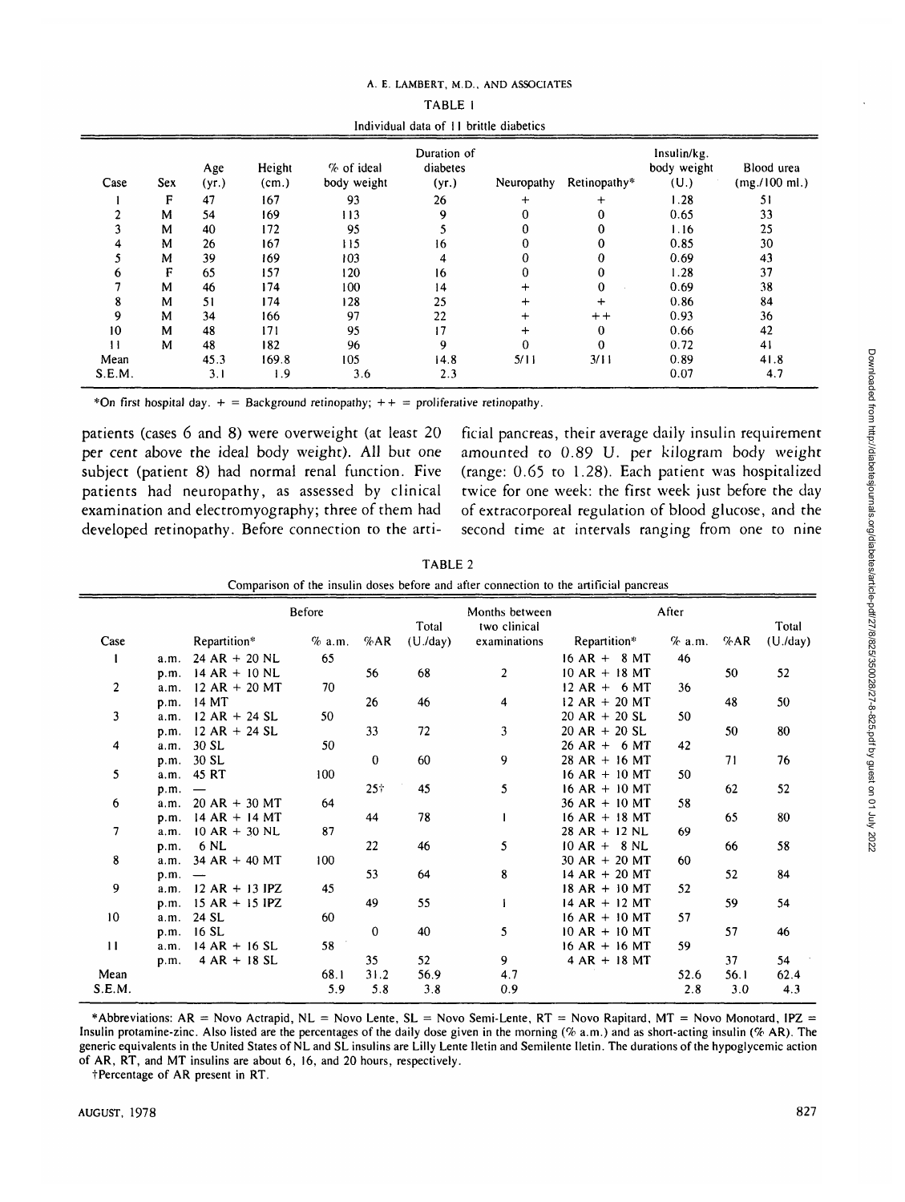TABLE 1

Individual data of 11 brittle diabetics

| Case | Sex | Age (yr.) | Height (cm.) | % of ideal body weight | Duration of diabetes (yr.) | Neuropathy | Retinopathy* | Insulin/kg. body weight (U.) | Blood urea (mg./100 ml.) |
|---|---|---|---|---|---|---|---|---|---|
| 1 | F | 47 | 167 | 93 | 26 | + | + | 1.28 | 51 |
| 2 | M | 54 | 169 | 113 | 9 | 0 | 0 | 0.65 | 33 |
| 3 | M | 40 | 172 | 95 | 5 | 0 | 0 | 1.16 | 25 |
| 4 | M | 26 | 167 | 115 | 16 | 0 | 0 | 0.85 | 30 |
| 5 | M | 39 | 169 | 103 | 4 | 0 | 0 | 0.69 | 43 |
| 6 | F | 65 | 157 | 120 | 16 | 0 | 0 | 1.28 | 37 |
| 7 | M | 46 | 174 | 100 | 14 | + | 0 | 0.69 | 38 |
| 8 | M | 51 | 174 | 128 | 25 | + | + | 0.86 | 84 |
| 9 | M | 34 | 166 | 97 | 22 | + | ++ | 0.93 | 36 |
| 10 | M | 48 | 171 | 95 | 17 | + | 0 | 0.66 | 42 |
| 11 | M | 48 | 182 | 96 | 9 | 0 | 0 | 0.72 | 41 |
| Mean | | 45.3 | 169.8 | 105 | 14.8 | 5/11 | 3/11 | 0.89 | 41.8 |
| S.E.M. | | 3.1 | 1.9 | 3.6 | 2.3 | | | 0.07 | 4.7 |

*On first hospital day. + = Background retinopathy; ++ = proliferative retinopathy.

patients (cases 6 and 8) were overweight (at least 20 per cent above the ideal body weight). All but one subject (patient 8) had normal renal function. Five patients had neuropathy, as assessed by clinical examination and electromyography; three of them had developed retinopathy. Before connection to the artificial pancreas, their average daily insulin requirement amounted to 0.89 U. per kilogram body weight (range: 0.65 to 1.28). Each patient was hospitalized twice for one week: the first week just before the day of extracorporeal regulation of blood glucose, and the second time at intervals ranging from one to nine

TABLE 2

Comparison of the insulin doses before and after connection to the artificial pancreas

| Case | | Before: Repartition* | Before: % a.m. | Before: %AR | Before: Total (U./day) | Months between two clinical examinations | After: Repartition* | After: % a.m. | After: %AR | After: Total (U./day) |
|---|---|---|---|---|---|---|---|---|---|---|
| 1 | a.m. | 24 AR + 20 NL | 65 | | | | 16 AR + 8 MT | 46 | | |
| | p.m. | 14 AR + 10 NL | | 56 | 68 | 2 | 10 AR + 18 MT | | 50 | 52 |
| 2 | a.m. | 12 AR + 20 MT | 70 | | | | 12 AR + 6 MT | 36 | | |
| | p.m. | 14 MT | | 26 | 46 | 4 | 12 AR + 20 MT | | 48 | 50 |
| 3 | a.m. | 12 AR + 24 SL | 50 | | | | 20 AR + 20 SL | 50 | | |
| | p.m. | 12 AR + 24 SL | | 33 | 72 | 3 | 20 AR + 20 SL | | 50 | 80 |
| 4 | a.m. | 30 SL | 50 | | | | 26 AR + 6 MT | 42 | | |
| | p.m. | 30 SL | | 0 | 60 | 9 | 28 AR + 16 MT | | 71 | 76 |
| 5 | a.m. | 45 RT | 100 | | | | 16 AR + 10 MT | 50 | | |
| | p.m. | — | | 25† | 45 | 5 | 16 AR + 10 MT | | 62 | 52 |
| 6 | a.m. | 20 AR + 30 MT | 64 | | | | 36 AR + 10 MT | 58 | | |
| | p.m. | 14 AR + 14 MT | | 44 | 78 | 1 | 16 AR + 18 MT | | 65 | 80 |
| 7 | a.m. | 10 AR + 30 NL | 87 | | | | 28 AR + 12 NL | 69 | | |
| | p.m. | 6 NL | | 22 | 46 | 5 | 10 AR + 8 NL | | 66 | 58 |
| 8 | a.m. | 34 AR + 40 MT | 100 | | | | 30 AR + 20 MT | 60 | | |
| | p.m. | — | | 53 | 64 | 8 | 14 AR + 20 MT | | 52 | 84 |
| 9 | a.m. | 12 AR + 13 IPZ | 45 | | | | 18 AR + 10 MT | 52 | | |
| | p.m. | 15 AR + 15 IPZ | | 49 | 55 | 1 | 14 AR + 12 MT | | 59 | 54 |
| 10 | a.m. | 24 SL | 60 | | | | 16 AR + 10 MT | 57 | | |
| | p.m. | 16 SL | | 0 | 40 | 5 | 10 AR + 10 MT | | 57 | 46 |
| 11 | a.m. | 14 AR + 16 SL | 58 | | | | 16 AR + 16 MT | 59 | | |
| | p.m. | 4 AR + 18 SL | | 35 | 52 | 9 | 4 AR + 18 MT | | 37 | 54 |
| Mean | | | 68.1 | 31.2 | 56.9 | 4.7 | | 52.6 | 56.1 | 62.4 |
| S.E.M. | | | 5.9 | 5.8 | 3.8 | 0.9 | | 2.8 | 3.0 | 4.3 |

*Abbreviations: AR = Novo Actrapid, NL = Novo Lente, SL = Novo Semi-Lente, RT = Novo Rapitard, MT = Novo Monotard, IPZ = Insulin protamine-zinc. Also listed are the percentages of the daily dose given in the morning (% a.m.) and as short-acting insulin (% AR). The generic equivalents in the United States of NL and SL insulins are Lilly Lente Iletin and Semilente Iletin. The durations of the hypoglycemic action of AR, RT, and MT insulins are about 6, 16, and 20 hours, respectively.

†Percentage of AR present in RT.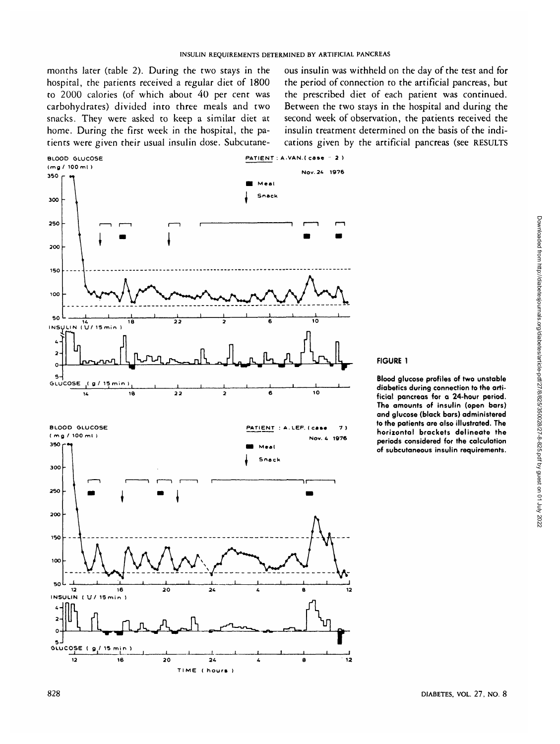months later (table 2). During the two stays in the hospital, the patients received a regular diet of 1800 to 2000 calories (of which about 40 per cent was carbohydrates) divided into three meals and two snacks. They were asked to keep a similar diet at home. During the first week in the hospital, the patients were given their usual insulin dose. Subcutaneous insulin was withheld on the day of the test and for the period of connection to the artificial pancreas, but the prescribed diet of each patient was continued. Between the two stays in the hospital and during the second week of observation, the patients received the insulin treatment determined on the basis of the indications given by the artificial pancreas (see RESULTS

**FIGURE 1**

**Blood glucose profiles of two unstable diabetics during connection to the artificial pancreas for a 24-hour period. The amounts of insulin (open bars) and glucose (black bars) administered to the patients are also illustrated. The horizontal brackets delineate the periods considered for the calculation of subcutaneous insulin requirements.**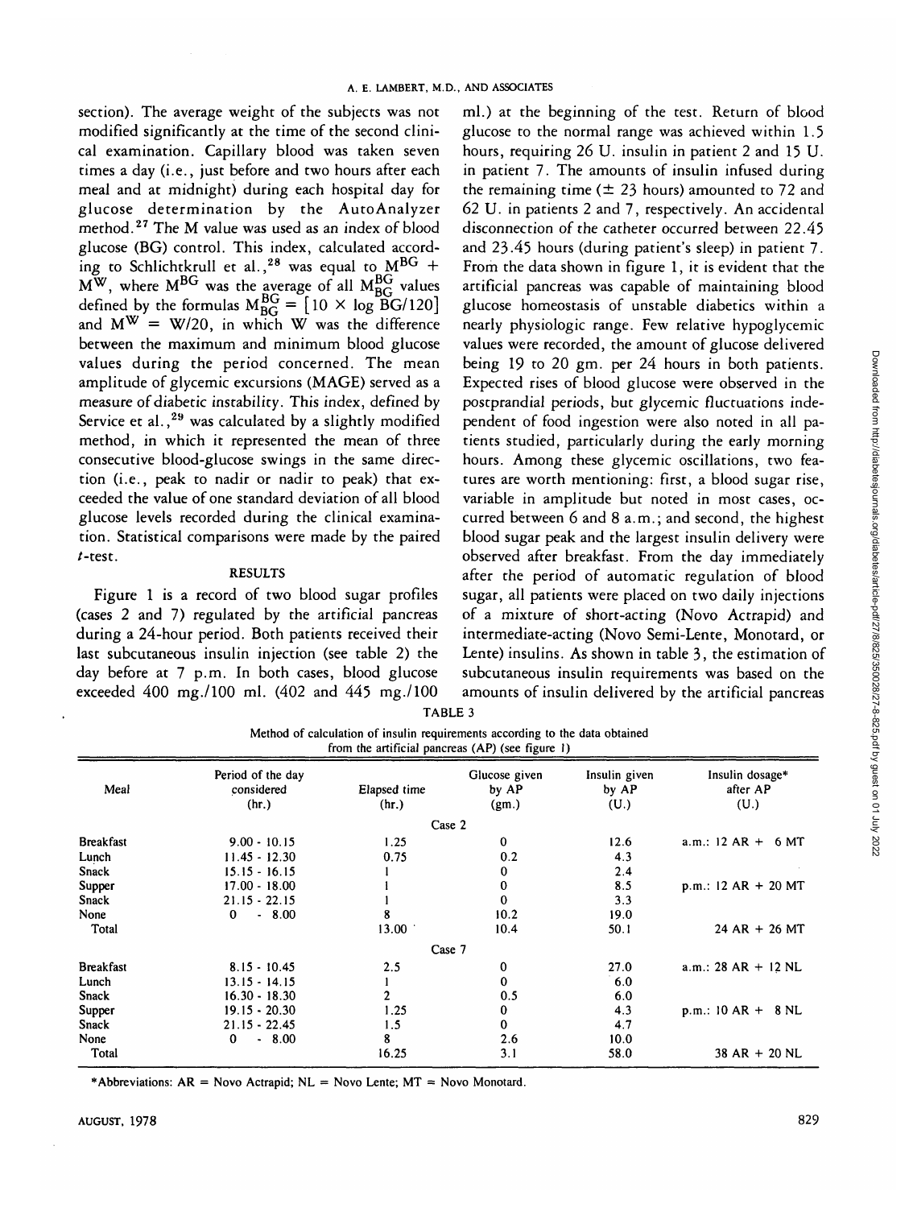section). The average weight of the subjects was not modified significantly at the time of the second clinical examination. Capillary blood was taken seven times a day (i.e., just before and two hours after each meal and at midnight) during each hospital day for glucose determination by the AutoAnalyzer method.[27] The M value was used as an index of blood glucose (BG) control. This index, calculated according to Schlichtkrull et al.,[28] was equal to $M^{BG} + M^{W}$, where $M^{BG}$ was the average of all $M_{BG}^{BG}$ values defined by the formulas $M_{BG}^{BG} = [10 \times \log BG/120]$ and $M^{W} = W/20$, in which W was the difference between the maximum and minimum blood glucose values during the period concerned. The mean amplitude of glycemic excursions (MAGE) served as a measure of diabetic instability. This index, defined by Service et al.,[29] was calculated by a slightly modified method, in which it represented the mean of three consecutive blood-glucose swings in the same direction (i.e., peak to nadir or nadir to peak) that exceeded the value of one standard deviation of all blood glucose levels recorded during the clinical examination. Statistical comparisons were made by the paired *t*-test.

## RESULTS

Figure 1 is a record of two blood sugar profiles (cases 2 and 7) regulated by the artificial pancreas during a 24-hour period. Both patients received their last subcutaneous insulin injection (see table 2) the day before at 7 p.m. In both cases, blood glucose exceeded 400 mg./100 ml. (402 and 445 mg./100 ml.) at the beginning of the test. Return of blood glucose to the normal range was achieved within 1.5 hours, requiring 26 U. insulin in patient 2 and 15 U. in patient 7. The amounts of insulin infused during the remaining time (± 23 hours) amounted to 72 and 62 U. in patients 2 and 7, respectively. An accidental disconnection of the catheter occurred between 22.45 and 23.45 hours (during patient's sleep) in patient 7. From the data shown in figure 1, it is evident that the artificial pancreas was capable of maintaining blood glucose homeostasis of unstable diabetics within a nearly physiologic range. Few relative hypoglycemic values were recorded, the amount of glucose delivered being 19 to 20 gm. per 24 hours in both patients. Expected rises of blood glucose were observed in the postprandial periods, but glycemic fluctuations independent of food ingestion were also noted in all patients studied, particularly during the early morning hours. Among these glycemic oscillations, two features are worth mentioning: first, a blood sugar rise, variable in amplitude but noted in most cases, occurred between 6 and 8 a.m.; and second, the highest blood sugar peak and the largest insulin delivery were observed after breakfast. From the day immediately after the period of automatic regulation of blood sugar, all patients were placed on two daily injections of a mixture of short-acting (Novo Actrapid) and intermediate-acting (Novo Semi-Lente, Monotard, or Lente) insulins. As shown in table 3, the estimation of subcutaneous insulin requirements was based on the amounts of insulin delivered by the artificial pancreas

TABLE 3

Method of calculation of insulin requirements according to the data obtained from the artificial pancreas (AP) (see figure 1)

| Meal | Period of the day considered (hr.) | Elapsed time (hr.) | Glucose given by AP (gm.) | Insulin given by AP (U.) | Insulin dosage* after AP (U.) |
|---|---|---|---|---|---|
| | | Case 2 | | | |
| Breakfast | 9.00 - 10.15 | 1.25 | 0 | 12.6 | a.m.: 12 AR + 6 MT |
| Lunch | 11.45 - 12.30 | 0.75 | 0.2 | 4.3 | |
| Snack | 15.15 - 16.15 | 1 | 0 | 2.4 | |
| Supper | 17.00 - 18.00 | 1 | 0 | 8.5 | p.m.: 12 AR + 20 MT |
| Snack | 21.15 - 22.15 | 1 | 0 | 3.3 | |
| None | 0 - 8.00 | 8 | 10.2 | 19.0 | |
| Total | | 13.00 | 10.4 | 50.1 | 24 AR + 26 MT |
| | | Case 7 | | | |
| Breakfast | 8.15 - 10.45 | 2.5 | 0 | 27.0 | a.m.: 28 AR + 12 NL |
| Lunch | 13.15 - 14.15 | 1 | 0 | 6.0 | |
| Snack | 16.30 - 18.30 | 2 | 0.5 | 6.0 | |
| Supper | 19.15 - 20.30 | 1.25 | 0 | 4.3 | p.m.: 10 AR + 8 NL |
| Snack | 21.15 - 22.45 | 1.5 | 0 | 4.7 | |
| None | 0 - 8.00 | 8 | 2.6 | 10.0 | |
| Total | | 16.25 | 3.1 | 58.0 | 38 AR + 20 NL |

*Abbreviations: AR = Novo Actrapid; NL = Novo Lente; MT = Novo Monotard.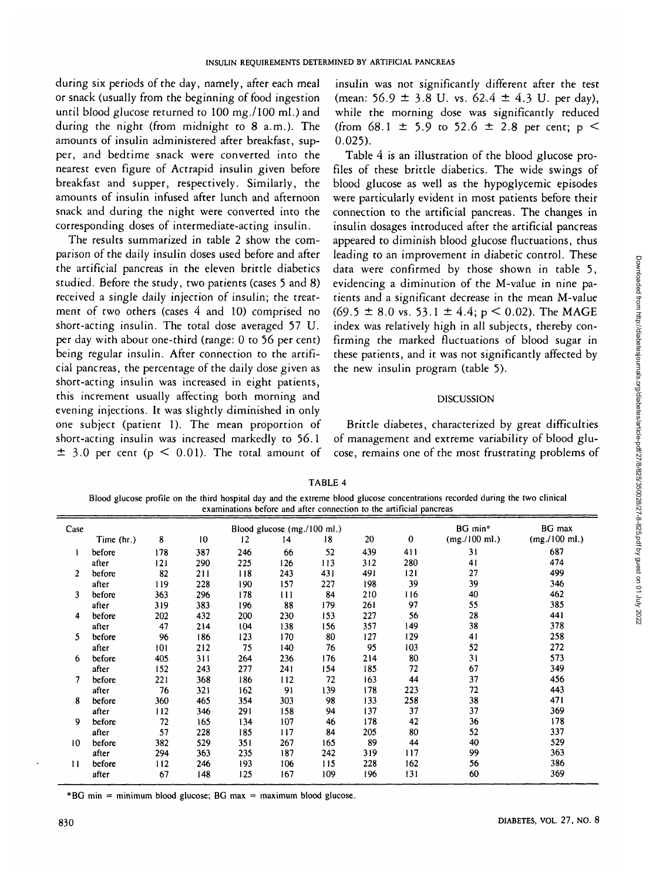during six periods of the day, namely, after each meal or snack (usually from the beginning of food ingestion until blood glucose returned to 100 mg./100 ml.) and during the night (from midnight to 8 a.m.). The amounts of insulin administered after breakfast, supper, and bedtime snack were converted into the nearest even figure of Actrapid insulin given before breakfast and supper, respectively. Similarly, the amounts of insulin infused after lunch and afternoon snack and during the night were converted into the corresponding doses of intermediate-acting insulin.

The results summarized in table 2 show the comparison of the daily insulin doses used before and after the artificial pancreas in the eleven brittle diabetics studied. Before the study, two patients (cases 5 and 8) received a single daily injection of insulin; the treatment of two others (cases 4 and 10) comprised no short-acting insulin. The total dose averaged 57 U. per day with about one-third (range: 0 to 56 per cent) being regular insulin. After connection to the artificial pancreas, the percentage of the daily dose given as short-acting insulin was increased in eight patients, this increment usually affecting both morning and evening injections. It was slightly diminished in only one subject (patient 1). The mean proportion of short-acting insulin was increased markedly to 56.1 ± 3.0 per cent ($p < 0.01$). The total amount of insulin was not significantly different after the test (mean: 56.9 ± 3.8 U. vs. 62.4 ± 4.3 U. per day), while the morning dose was significantly reduced (from 68.1 ± 5.9 to 52.6 ± 2.8 per cent; $p < 0.025$).

Table 4 is an illustration of the blood glucose profiles of these brittle diabetics. The wide swings of blood glucose as well as the hypoglycemic episodes were particularly evident in most patients before their connection to the artificial pancreas. The changes in insulin dosages introduced after the artificial pancreas appeared to diminish blood glucose fluctuations, thus leading to an improvement in diabetic control. These data were confirmed by those shown in table 5, evidencing a diminution of the M-value in nine patients and a significant decrease in the mean M-value (69.5 ± 8.0 vs. 53.1 ± 4.4; $p < 0.02$). The MAGE index was relatively high in all subjects, thereby confirming the marked fluctuations of blood sugar in these patients, and it was not significantly affected by the new insulin program (table 5).

## DISCUSSION

Brittle diabetes, characterized by great difficulties of management and extreme variability of blood glucose, remains one of the most frustrating problems of

TABLE 4

Blood glucose profile on the third hospital day and the extreme blood glucose concentrations recorded during the two clinical examinations before and after connection to the artificial pancreas

| Case | Time (hr.) | Blood glucose (mg./100 ml.) 8 | 10 | 12 | 14 | 18 | 20 | 0 | BG min* (mg./100 ml.) | BG max (mg./100 ml.) |
|---|---|---|---|---|---|---|---|---|---|---|
| 1 | before | 178 | 387 | 246 | 66 | 52 | 439 | 411 | 31 | 687 |
| | after | 121 | 290 | 225 | 126 | 113 | 312 | 280 | 41 | 474 |
| 2 | before | 82 | 211 | 118 | 243 | 431 | 491 | 121 | 27 | 499 |
| | after | 119 | 228 | 190 | 157 | 227 | 198 | 39 | 39 | 346 |
| 3 | before | 363 | 296 | 178 | 111 | 84 | 210 | 116 | 40 | 462 |
| | after | 319 | 383 | 196 | 88 | 179 | 261 | 97 | 55 | 385 |
| 4 | before | 202 | 432 | 200 | 230 | 153 | 227 | 56 | 28 | 441 |
| | after | 47 | 214 | 104 | 138 | 156 | 357 | 149 | 38 | 378 |
| 5 | before | 96 | 186 | 123 | 170 | 80 | 127 | 129 | 41 | 258 |
| | after | 101 | 212 | 75 | 140 | 76 | 95 | 103 | 52 | 272 |
| 6 | before | 405 | 311 | 264 | 236 | 176 | 214 | 80 | 31 | 573 |
| | after | 152 | 243 | 277 | 241 | 154 | 185 | 72 | 67 | 349 |
| 7 | before | 221 | 368 | 186 | 112 | 72 | 163 | 44 | 37 | 456 |
| | after | 76 | 321 | 162 | 91 | 139 | 178 | 223 | 72 | 443 |
| 8 | before | 360 | 465 | 354 | 303 | 98 | 133 | 258 | 38 | 471 |
| | after | 112 | 346 | 291 | 158 | 94 | 137 | 37 | 37 | 369 |
| 9 | before | 72 | 165 | 134 | 107 | 46 | 178 | 42 | 36 | 178 |
| | after | 57 | 228 | 185 | 117 | 84 | 205 | 80 | 52 | 337 |
| 10 | before | 382 | 529 | 351 | 267 | 165 | 89 | 44 | 40 | 529 |
| | after | 294 | 363 | 235 | 187 | 242 | 319 | 117 | 99 | 363 |
| 11 | before | 112 | 246 | 193 | 106 | 115 | 228 | 162 | 56 | 386 |
| | after | 67 | 148 | 125 | 167 | 109 | 196 | 131 | 60 | 369 |

*BG min = minimum blood glucose; BG max = maximum blood glucose.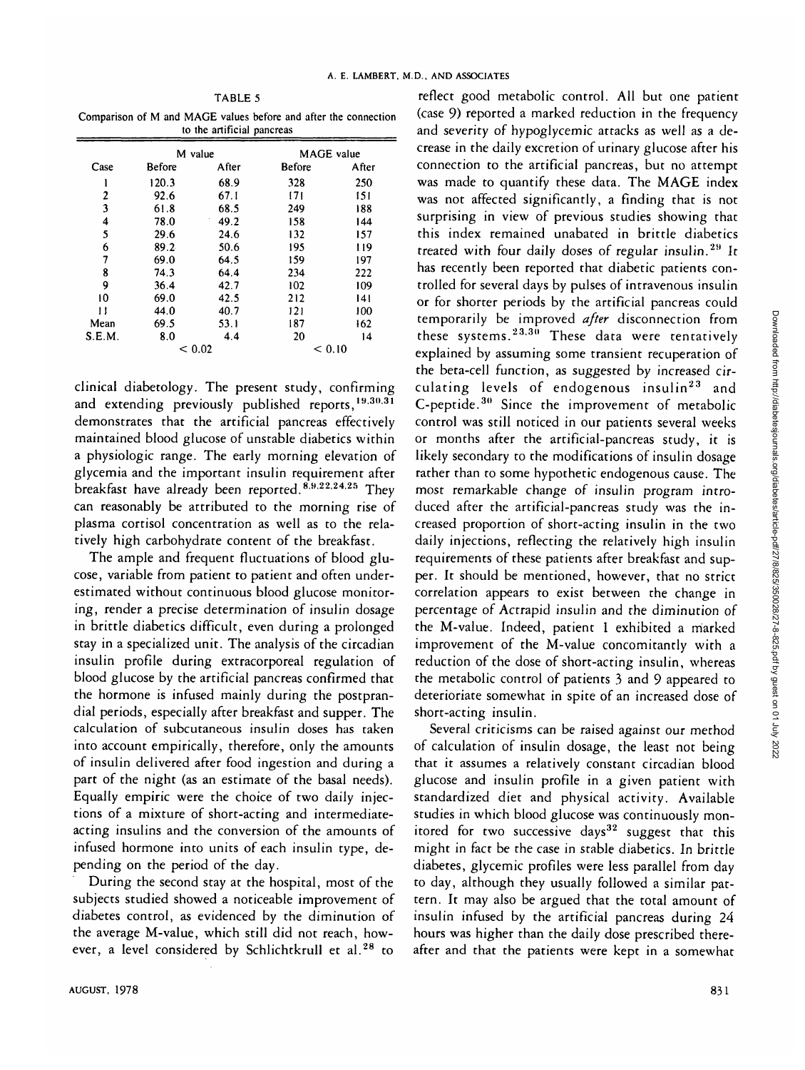TABLE 5

Comparison of M and MAGE values before and after the connection to the artificial pancreas

| Case | M value | | MAGE value | |
|---|---|---|---|---|
| | Before | After | Before | After |
| 1 | 120.3 | 68.9 | 328 | 250 |
| 2 | 92.6 | 67.1 | 171 | 151 |
| 3 | 61.8 | 68.5 | 249 | 188 |
| 4 | 78.0 | 49.2 | 158 | 144 |
| 5 | 29.6 | 24.6 | 132 | 157 |
| 6 | 89.2 | 50.6 | 195 | 119 |
| 7 | 69.0 | 64.5 | 159 | 197 |
| 8 | 74.3 | 64.4 | 234 | 222 |
| 9 | 36.4 | 42.7 | 102 | 109 |
| 10 | 69.0 | 42.5 | 212 | 141 |
| 11 | 44.0 | 40.7 | 121 | 100 |
| Mean | 69.5 | 53.1 | 187 | 162 |
| S.E.M. | 8.0 | 4.4 | 20 | 14 |
| | < 0.02 | | < 0.10 | |

clinical diabetology. The present study, confirming and extending previously published reports,[19,30,31] demonstrates that the artificial pancreas effectively maintained blood glucose of unstable diabetics within a physiologic range. The early morning elevation of glycemia and the important insulin requirement after breakfast have already been reported.[8,9,22,24,25] They can reasonably be attributed to the morning rise of plasma cortisol concentration as well as to the relatively high carbohydrate content of the breakfast.

The ample and frequent fluctuations of blood glucose, variable from patient to patient and often underestimated without continuous blood glucose monitoring, render a precise determination of insulin dosage in brittle diabetics difficult, even during a prolonged stay in a specialized unit. The analysis of the circadian insulin profile during extracorporeal regulation of blood glucose by the artificial pancreas confirmed that the hormone is infused mainly during the postprandial periods, especially after breakfast and supper. The calculation of subcutaneous insulin doses has taken into account empirically, therefore, only the amounts of insulin delivered after food ingestion and during a part of the night (as an estimate of the basal needs). Equally empiric were the choice of two daily injections of a mixture of short-acting and intermediate-acting insulins and the conversion of the amounts of infused hormone into units of each insulin type, depending on the period of the day.

During the second stay at the hospital, most of the subjects studied showed a noticeable improvement of diabetes control, as evidenced by the diminution of the average M-value, which still did not reach, however, a level considered by Schlichtkrull et al.[28] to reflect good metabolic control. All but one patient (case 9) reported a marked reduction in the frequency and severity of hypoglycemic attacks as well as a decrease in the daily excretion of urinary glucose after his connection to the artificial pancreas, but no attempt was made to quantify these data. The MAGE index was not affected significantly, a finding that is not surprising in view of previous studies showing that this index remained unabated in brittle diabetics treated with four daily doses of regular insulin.[29] It has recently been reported that diabetic patients controlled for several days by pulses of intravenous insulin or for shorter periods by the artificial pancreas could temporarily be improved *after* disconnection from these systems.[23,30] These data were tentatively explained by assuming some transient recuperation of the beta-cell function, as suggested by increased circulating levels of endogenous insulin[23] and C-peptide.[30] Since the improvement of metabolic control was still noticed in our patients several weeks or months after the artificial-pancreas study, it is likely secondary to the modifications of insulin dosage rather than to some hypothetic endogenous cause. The most remarkable change of insulin program introduced after the artificial-pancreas study was the increased proportion of short-acting insulin in the two daily injections, reflecting the relatively high insulin requirements of these patients after breakfast and supper. It should be mentioned, however, that no strict correlation appears to exist between the change in percentage of Actrapid insulin and the diminution of the M-value. Indeed, patient 1 exhibited a marked improvement of the M-value concomitantly with a reduction of the dose of short-acting insulin, whereas the metabolic control of patients 3 and 9 appeared to deteriorate somewhat in spite of an increased dose of short-acting insulin.

Several criticisms can be raised against our method of calculation of insulin dosage, the least not being that it assumes a relatively constant circadian blood glucose and insulin profile in a given patient with standardized diet and physical activity. Available studies in which blood glucose was continuously monitored for two successive days[32] suggest that this might in fact be the case in stable diabetics. In brittle diabetes, glycemic profiles were less parallel from day to day, although they usually followed a similar pattern. It may also be argued that the total amount of insulin infused by the artificial pancreas during 24 hours was higher than the daily dose prescribed thereafter and that the patients were kept in a somewhat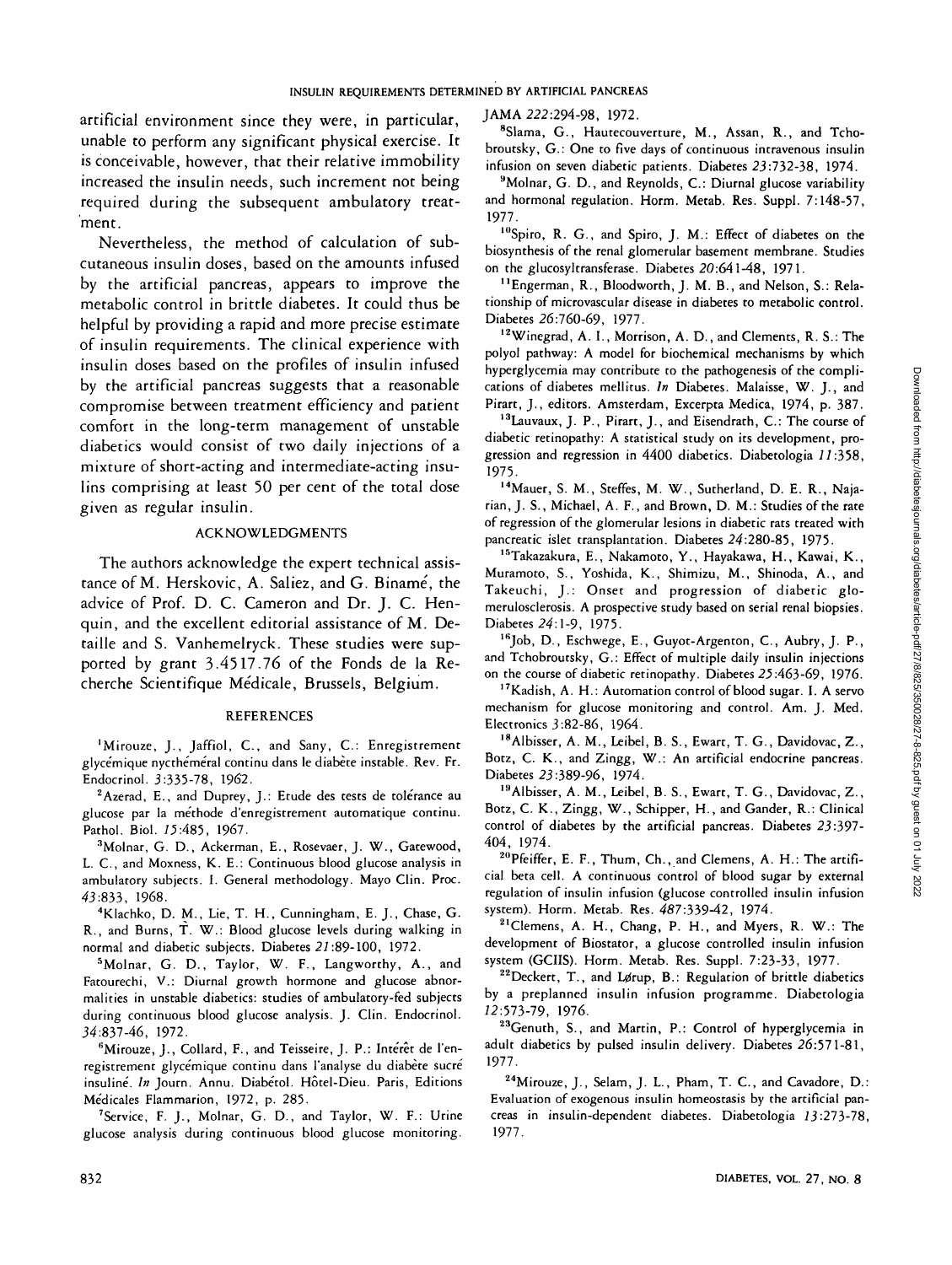artificial environment since they were, in particular, unable to perform any significant physical exercise. It is conceivable, however, that their relative immobility increased the insulin needs, such increment not being required during the subsequent ambulatory treatment.

Nevertheless, the method of calculation of subcutaneous insulin doses, based on the amounts infused by the artificial pancreas, appears to improve the metabolic control in brittle diabetes. It could thus be helpful by providing a rapid and more precise estimate of insulin requirements. The clinical experience with insulin doses based on the profiles of insulin infused by the artificial pancreas suggests that a reasonable compromise between treatment efficiency and patient comfort in the long-term management of unstable diabetics would consist of two daily injections of a mixture of short-acting and intermediate-acting insulins comprising at least 50 per cent of the total dose given as regular insulin.

## ACKNOWLEDGMENTS

The authors acknowledge the expert technical assistance of M. Herskovic, A. Saliez, and G. Biname, the advice of Prof. D. C. Cameron and Dr. J. C. Henquin, and the excellent editorial assistance of M. Detaille and S. Vanhemelryck. These studies were supported by grant 3.4517.76 of the Fonds de la Recherche Scientifique Médicale, Brussels, Belgium.

## REFERENCES

[1] Mirouze, J., Jaffiol, C., and Sany, C.: Enregistrement glycémique nycthéméral continu dans le diabète instable. Rev. Fr. Endocrinol. *3*:335-78, 1962.

[2] Azerad, E., and Duprey, J.: Etude des tests de tolérance au glucose par la méthode d'enregistrement automatique continu. Pathol. Biol. *15*:485, 1967.

[3] Molnar, G. D., Ackerman, E., Rosevaer, J. W., Gatewood, L. C., and Moxness, K. E.: Continuous blood glucose analysis in ambulatory subjects. I. General methodology. Mayo Clin. Proc. *43*:833, 1968.

[4] Klachko, D. M., Lie, T. H., Cunningham, E. J., Chase, G. R., and Burns, T. W.: Blood glucose levels during walking in normal and diabetic subjects. Diabetes *21*:89-100, 1972.

[5] Molnar, G. D., Taylor, W. F., Langworthy, A., and Fatourechi, V.: Diurnal growth hormone and glucose abnormalities in unstable diabetics: studies of ambulatory-fed subjects during continuous blood glucose analysis. J. Clin. Endocrinol. *34*:837-46, 1972.

[6] Mirouze, J., Collard, F., and Teisseire, J. P.: Intérêt de l'enregistrement glycémique continu dans l'analyse du diabète sucré insuliné. *In* Journ. Annu. Diabétol. Hôtel-Dieu. Paris, Editions Médicales Flammarion, 1972, p. 285.

[7] Service, F. J., Molnar, G. D., and Taylor, W. F.: Urine glucose analysis during continuous blood glucose monitoring. JAMA *222*:294-98, 1972.

[8] Slama, G., Hautecouverture, M., Assan, R., and Tchobroutsky, G.: One to five days of continuous intravenous insulin infusion on seven diabetic patients. Diabetes *23*:732-38, 1974.

[9] Molnar, G. D., and Reynolds, C.: Diurnal glucose variability and hormonal regulation. Horm. Metab. Res. Suppl. 7:148-57, 1977.

[10] Spiro, R. G., and Spiro, J. M.: Effect of diabetes on the biosynthesis of the renal glomerular basement membrane. Studies on the glucosyltransferase. Diabetes *20*:641-48, 1971.

[11] Engerman, R., Bloodworth, J. M. B., and Nelson, S.: Relationship of microvascular disease in diabetes to metabolic control. Diabetes *26*:760-69, 1977.

[12] Winegrad, A. I., Morrison, A. D., and Clements, R. S.: The polyol pathway: A model for biochemical mechanisms by which hyperglycemia may contribute to the pathogenesis of the complications of diabetes mellitus. *In* Diabetes. Malaisse, W. J., and Pirart, J., editors. Amsterdam, Excerpta Medica, 1974, p. 387.

[13] Lauvaux, J. P., Pirart, J., and Eisendrath, C.: The course of diabetic retinopathy: A statistical study on its development, progression and regression in 4400 diabetics. Diabetologia *11*:358, 1975.

[14] Mauer, S. M., Steffes, M. W., Sutherland, D. E. R., Najarian, J. S., Michael, A. F., and Brown, D. M.: Studies of the rate of regression of the glomerular lesions in diabetic rats treated with pancreatic islet transplantation. Diabetes *24*:280-85, 1975.

[15] Takazakura, E., Nakamoto, Y., Hayakawa, H., Kawai, K., Muramoto, S., Yoshida, K., Shimizu, M., Shinoda, A., and Takeuchi, J.: Onset and progression of diabetic glomerulosclerosis. A prospective study based on serial renal biopsies. Diabetes *24*:1-9, 1975.

[16] Job, D., Eschwege, E., Guyot-Argenton, C., Aubry, J. P., and Tchobroutsky, G.: Effect of multiple daily insulin injections on the course of diabetic retinopathy. Diabetes *25*:463-69, 1976.

[17] Kadish, A. H.: Automation control of blood sugar. I. A servo mechanism for glucose monitoring and control. Am. J. Med. Electronics *3*:82-86, 1964.

[18] Albisser, A. M., Leibel, B. S., Ewart, T. G., Davidovac, Z., Botz, C. K., and Zingg, W.: An artificial endocrine pancreas. Diabetes *23*:389-96, 1974.

[19] Albisser, A. M., Leibel, B. S., Ewart, T. G., Davidovac, Z., Botz, C. K., Zingg, W., Schipper, H., and Gander, R.: Clinical control of diabetes by the artificial pancreas. Diabetes *23*:397-404, 1974.

[20] Pfeiffer, E. F., Thum, Ch., and Clemens, A. H.: The artificial beta cell. A continuous control of blood sugar by external regulation of insulin infusion (glucose controlled insulin infusion system). Horm. Metab. Res. *487*:339-42, 1974.

[21] Clemens, A. H., Chang, P. H., and Myers, R. W.: The development of Biostator, a glucose controlled insulin infusion system (GCIIS). Horm. Metab. Res. Suppl. 7:23-33, 1977.

[22] Deckert, T., and Lørup, B.: Regulation of brittle diabetics by a preplanned insulin infusion programme. Diabetologia *12*:573-79, 1976.

[23] Genuth, S., and Martin, P.: Control of hyperglycemia in adult diabetics by pulsed insulin delivery. Diabetes *26*:571-81, 1977.

[24] Mirouze, J., Selam, J. L., Pham, T. C., and Cavadore, D.: Evaluation of exogenous insulin homeostasis by the artificial pancreas in insulin-dependent diabetes. Diabetologia *13*:273-78, 1977.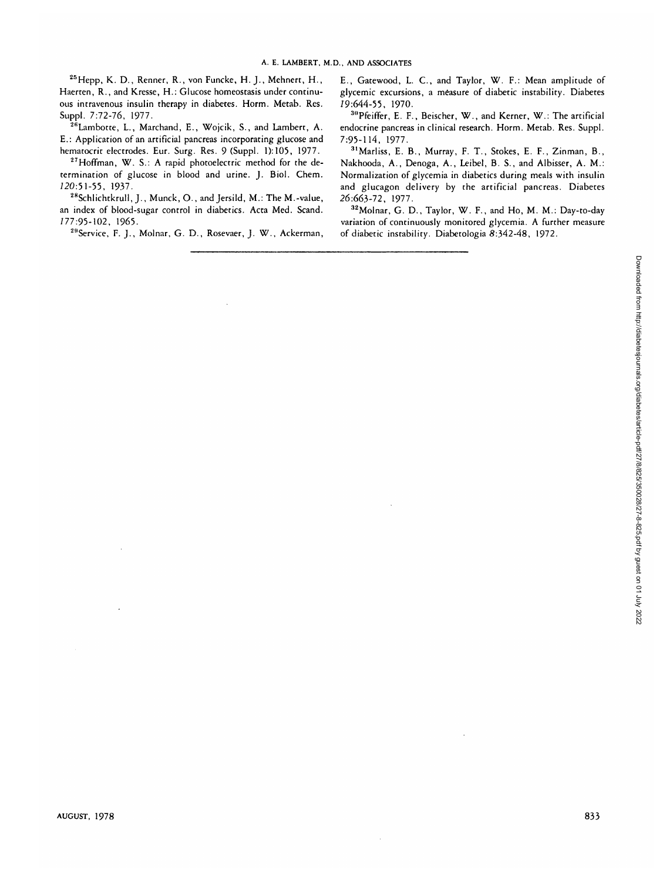[25] Hepp, K. D., Renner, R., von Funcke, H. J., Mehnert, H., Haerten, R., and Kresse, H.: Glucose homeostasis under continuous intravenous insulin therapy in diabetes. Horm. Metab. Res. Suppl. 7:72-76, 1977.

[26] Lambotte, L., Marchand, E., Wojcik, S., and Lambert, A. E.: Application of an artificial pancreas incorporating glucose and hematocrit electrodes. Eur. Surg. Res. 9 (Suppl. 1):105, 1977.

[27] Hoffman, W. S.: A rapid photoelectric method for the determination of glucose in blood and urine. J. Biol. Chem. *120*:51-55, 1937.

[28] Schlichtkrull, J., Munck, O., and Jersild, M.: The M.-value, an index of blood-sugar control in diabetics. Acta Med. Scand. *177*:95-102, 1965.

[29] Service, F. J., Molnar, G. D., Rosevaer, J. W., Ackerman, E., Gatewood, L. C., and Taylor, W. F.: Mean amplitude of glycemic excursions, a measure of diabetic instability. Diabetes *19*:644-55, 1970.

[30] Pfeiffer, E. F., Beischer, W., and Kerner, W.: The artificial endocrine pancreas in clinical research. Horm. Metab. Res. Suppl. 7:95-114, 1977.

[31] Marliss, E. B., Murray, F. T., Stokes, E. F., Zinman, B., Nakhooda, A., Denoga, A., Leibel, B. S., and Albisser, A. M.: Normalization of glycemia in diabetics during meals with insulin and glucagon delivery by the artificial pancreas. Diabetes *26*:663-72, 1977.

[32] Molnar, G. D., Taylor, W. F., and Ho, M. M.: Day-to-day variation of continuously monitored glycemia. A further measure of diabetic instability. Diabetologia *8*:342-48, 1972.